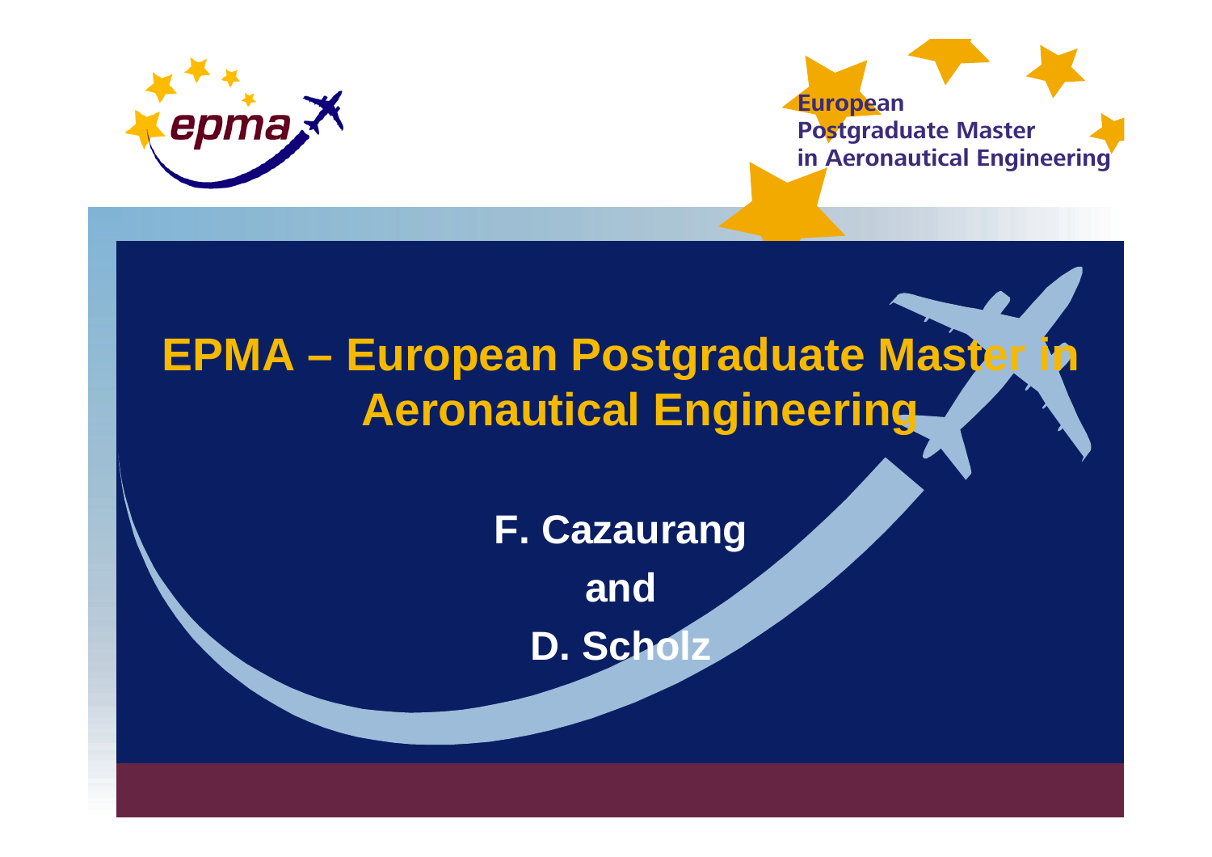epma

European
Postgraduate Master
in Aeronautical Engineering

# EPMA – European Postgraduate Master in Aeronautical Engineering

**F. Cazaurang**

**and**

**D. Scholz**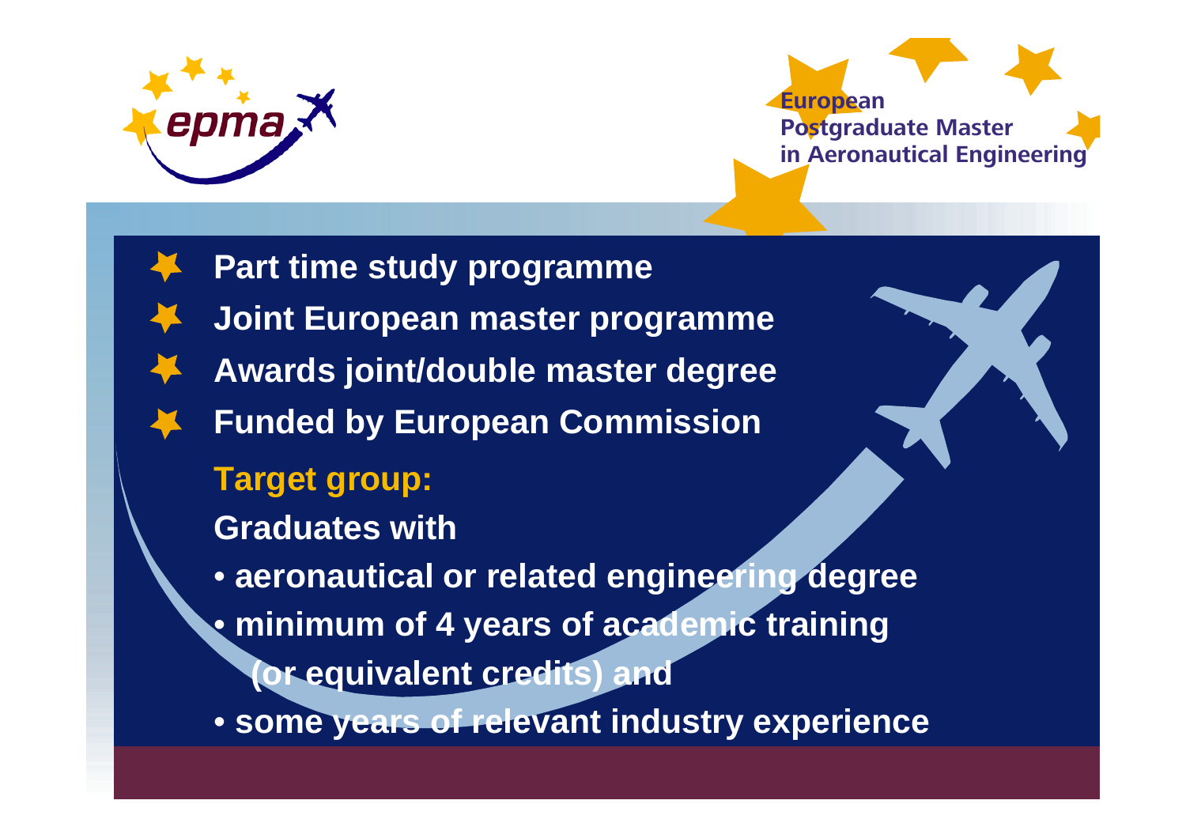epma

**European Postgraduate Master in Aeronautical Engineering**

- **Part time study programme**
- **Joint European master programme**
- **Awards joint/double master degree**
- **Funded by European Commission**

**Target group:**

**Graduates with**

- **aeronautical or related engineering degree**
- **minimum of 4 years of academic training (or equivalent credits) and**
- **some years of relevant industry experience**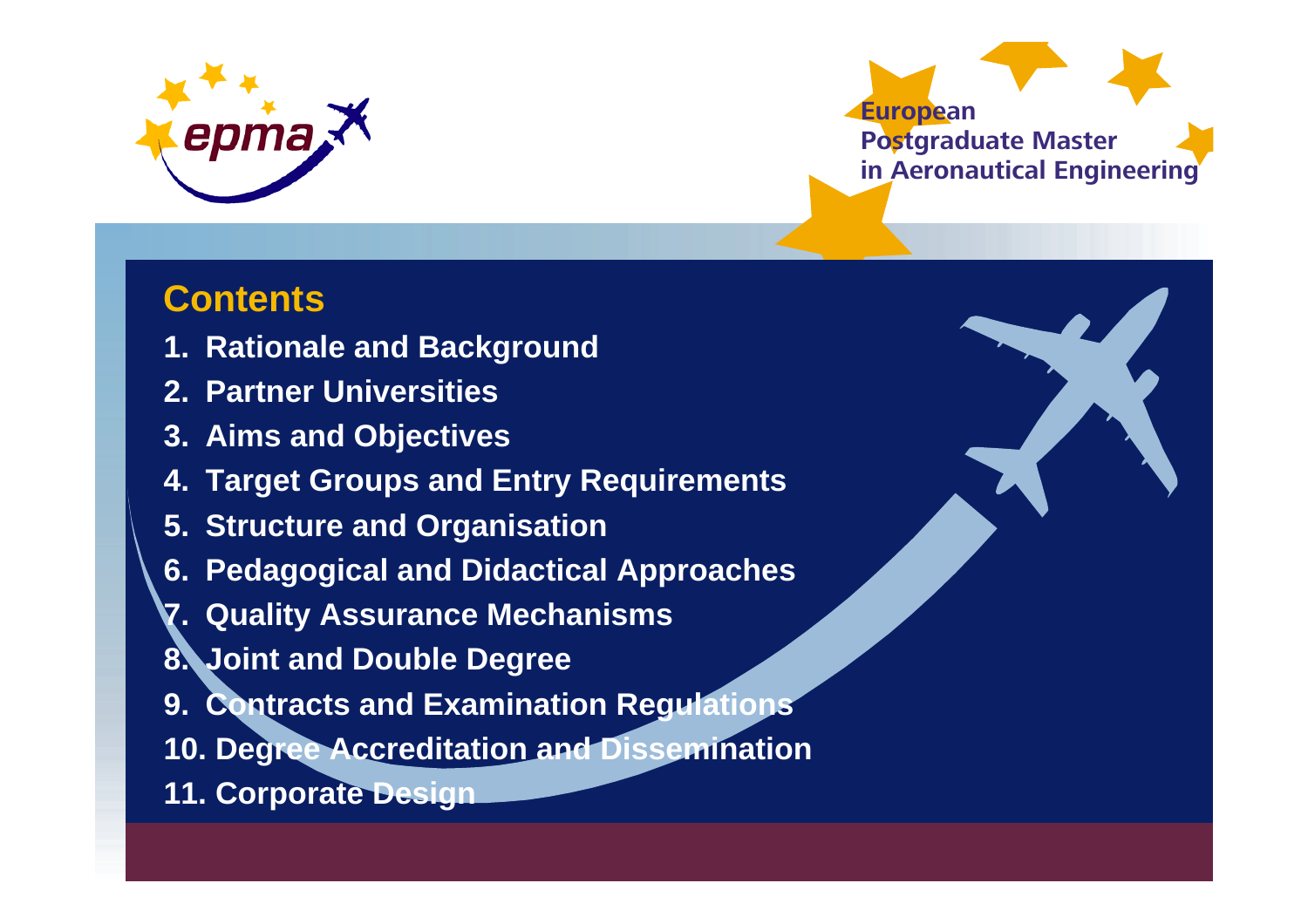## Contents

1. Rationale and Background
2. Partner Universities
3. Aims and Objectives
4. Target Groups and Entry Requirements
5. Structure and Organisation
6. Pedagogical and Didactical Approaches
7. Quality Assurance Mechanisms
8. Joint and Double Degree
9. Contracts and Examination Regulations
10. Degree Accreditation and Dissemination
11. Corporate Design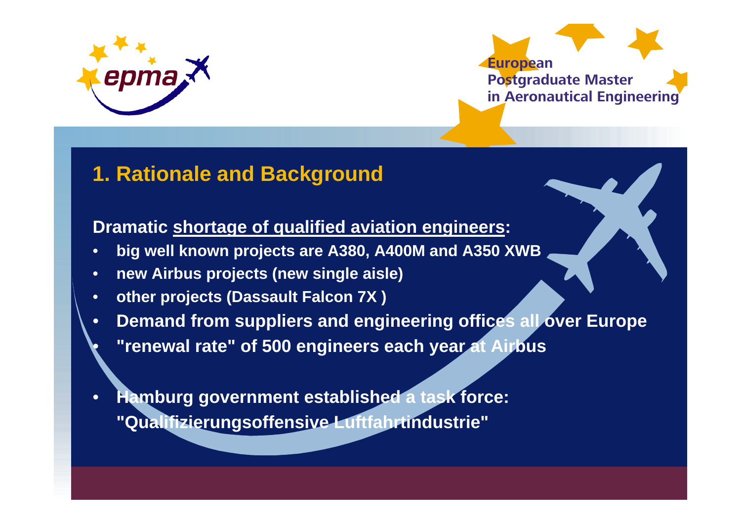## 1. Rationale and Background

**Dramatic shortage of qualified aviation engineers:**

- **big well known projects are A380, A400M and A350 XWB**
- **new Airbus projects (new single aisle)**
- **other projects (Dassault Falcon 7X )**
- **Demand from suppliers and engineering offices all over Europe**
- **"renewal rate" of 500 engineers each year at Airbus**

- **Hamburg government established a task force: "Qualifizierungsoffensive Luftfahrtindustrie"**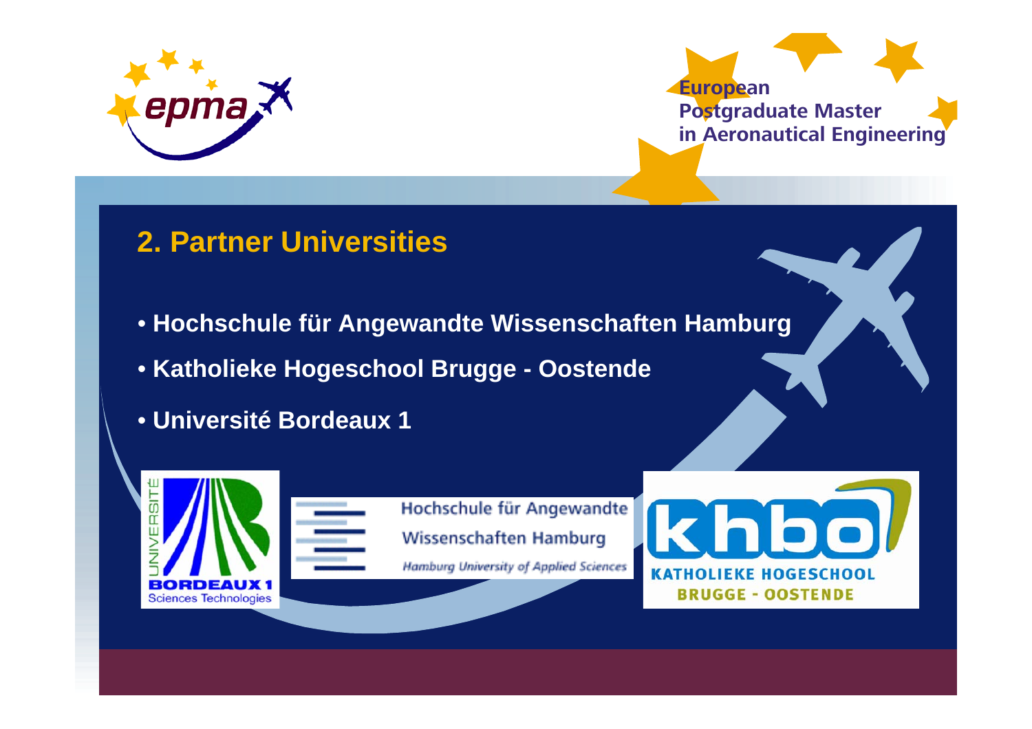## 2. Partner Universities

- Hochschule für Angewandte Wissenschaften Hamburg
- Katholieke Hogeschool Brugge - Oostende
- Université Bordeaux 1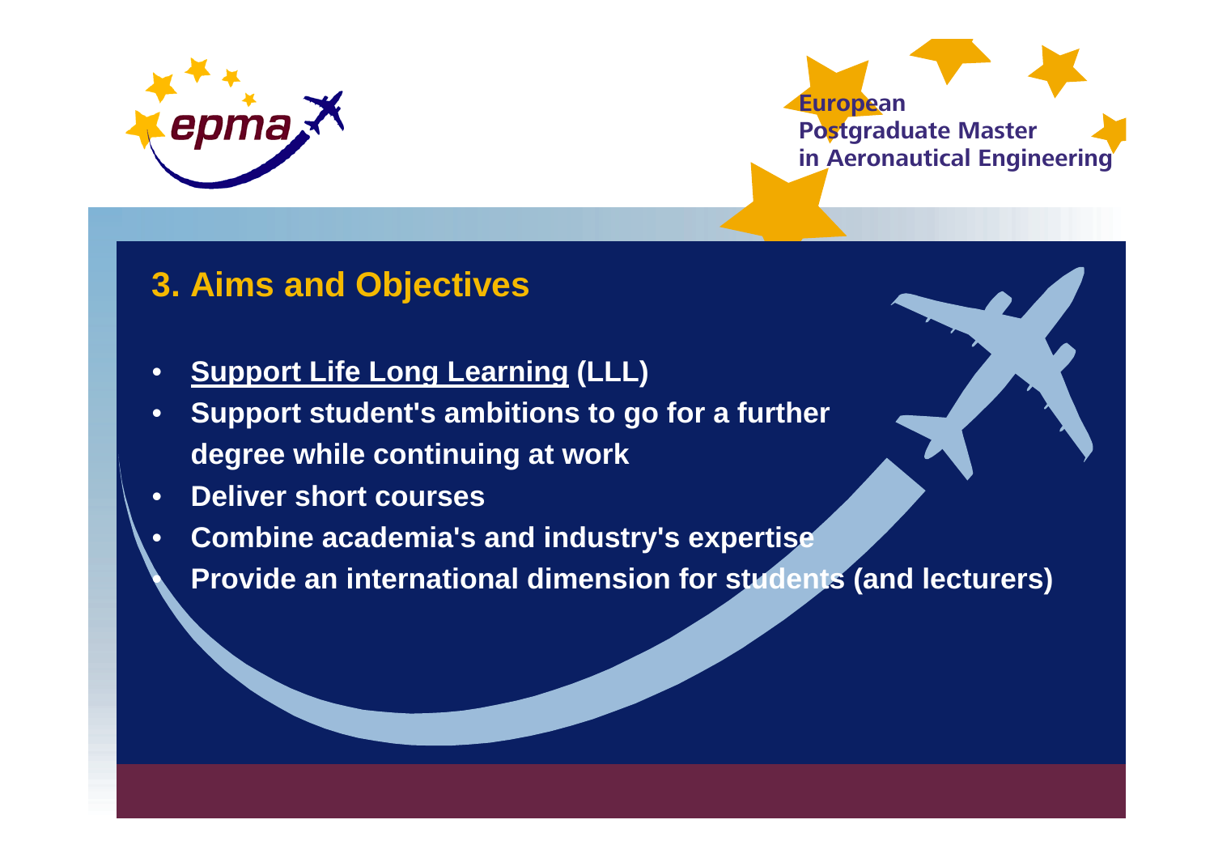# 3. Aims and Objectives

- **<u>Support Life Long Learning</u> (LLL)**
- **Support student's ambitions to go for a further degree while continuing at work**
- **Deliver short courses**
- **Combine academia's and industry's expertise**
- **Provide an international dimension for students (and lecturers)**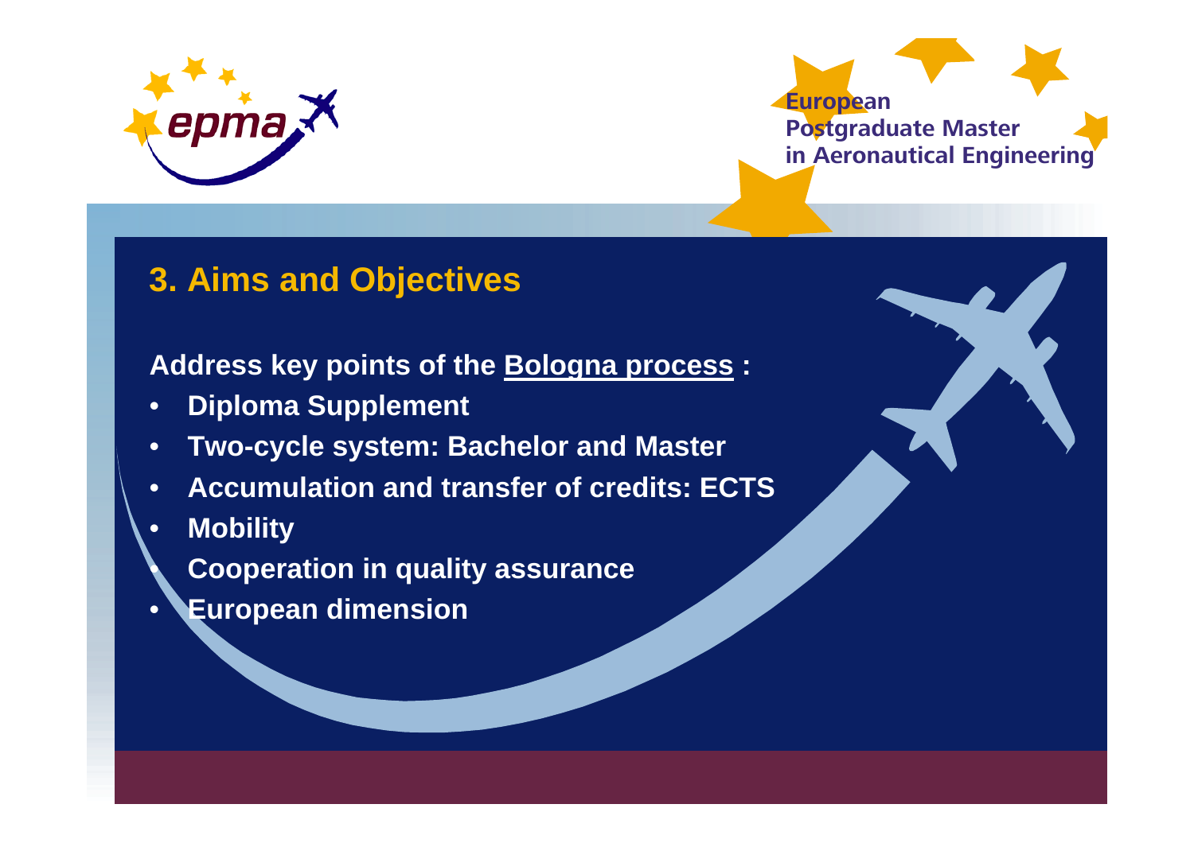## 3. Aims and Objectives

**Address key points of the Bologna process :**

- **Diploma Supplement**
- **Two-cycle system: Bachelor and Master**
- **Accumulation and transfer of credits: ECTS**
- **Mobility**
- **Cooperation in quality assurance**
- **European dimension**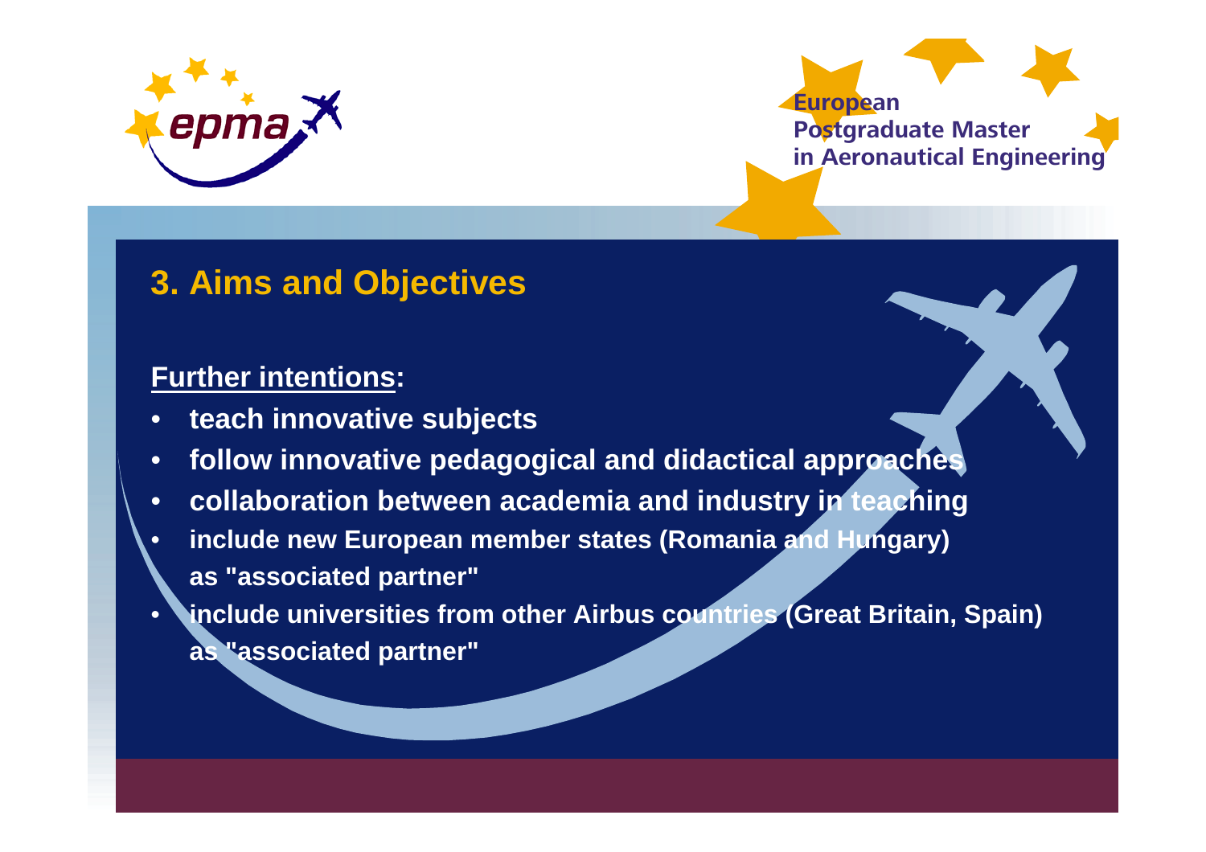## 3. Aims and Objectives

**Further intentions:**

- **teach innovative subjects**
- **follow innovative pedagogical and didactical approaches**
- **collaboration between academia and industry in teaching**
- **include new European member states (Romania and Hungary) as "associated partner"**
- **include universities from other Airbus countries (Great Britain, Spain) as "associated partner"**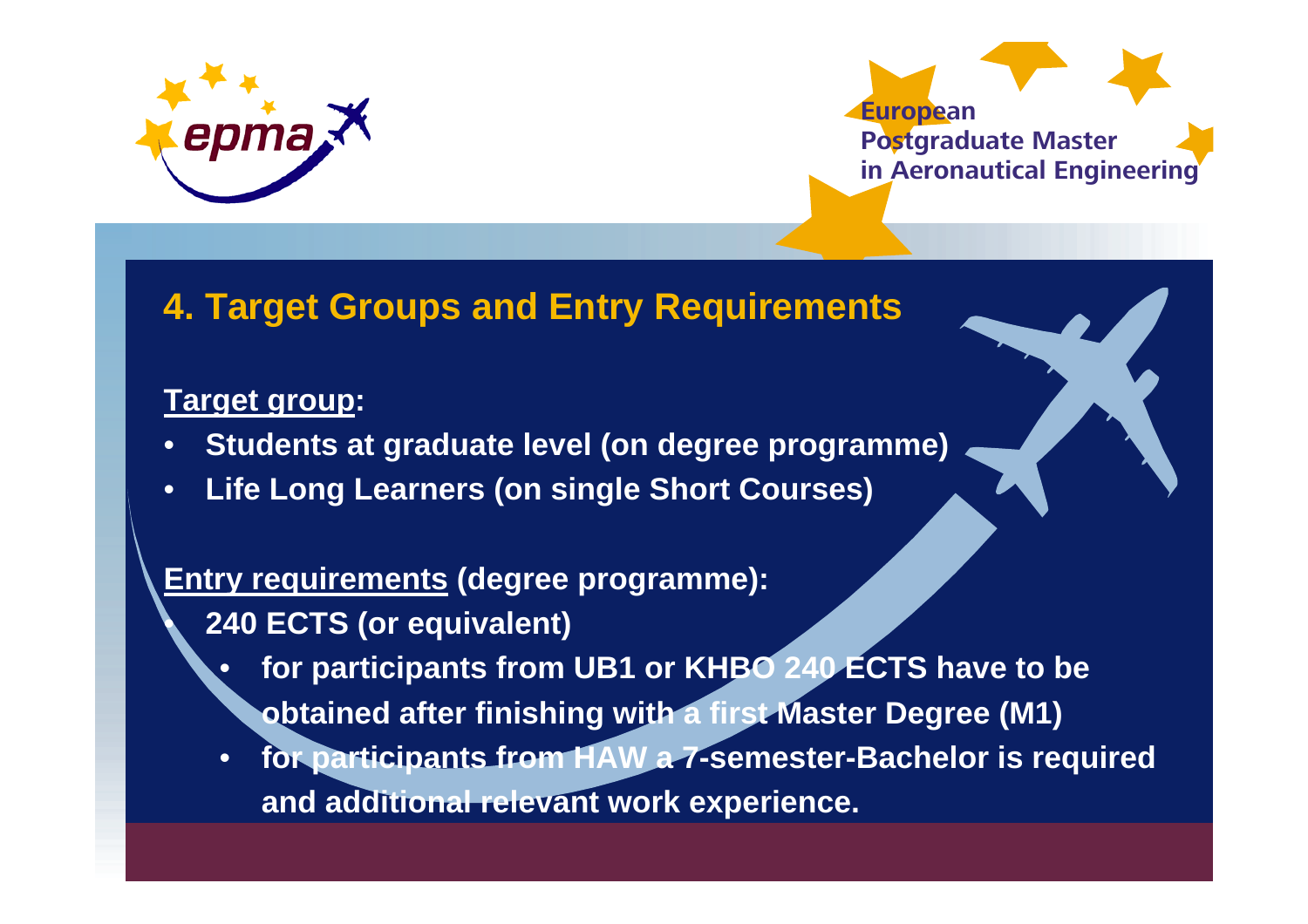## 4. Target Groups and Entry Requirements

**Target group:**

- **Students at graduate level (on degree programme)**
- **Life Long Learners (on single Short Courses)**

**Entry requirements (degree programme):**

- **240 ECTS (or equivalent)**
  - **for participants from UB1 or KHBO 240 ECTS have to be obtained after finishing with a first Master Degree (M1)**
  - **for participants from HAW a 7-semester-Bachelor is required and additional relevant work experience.**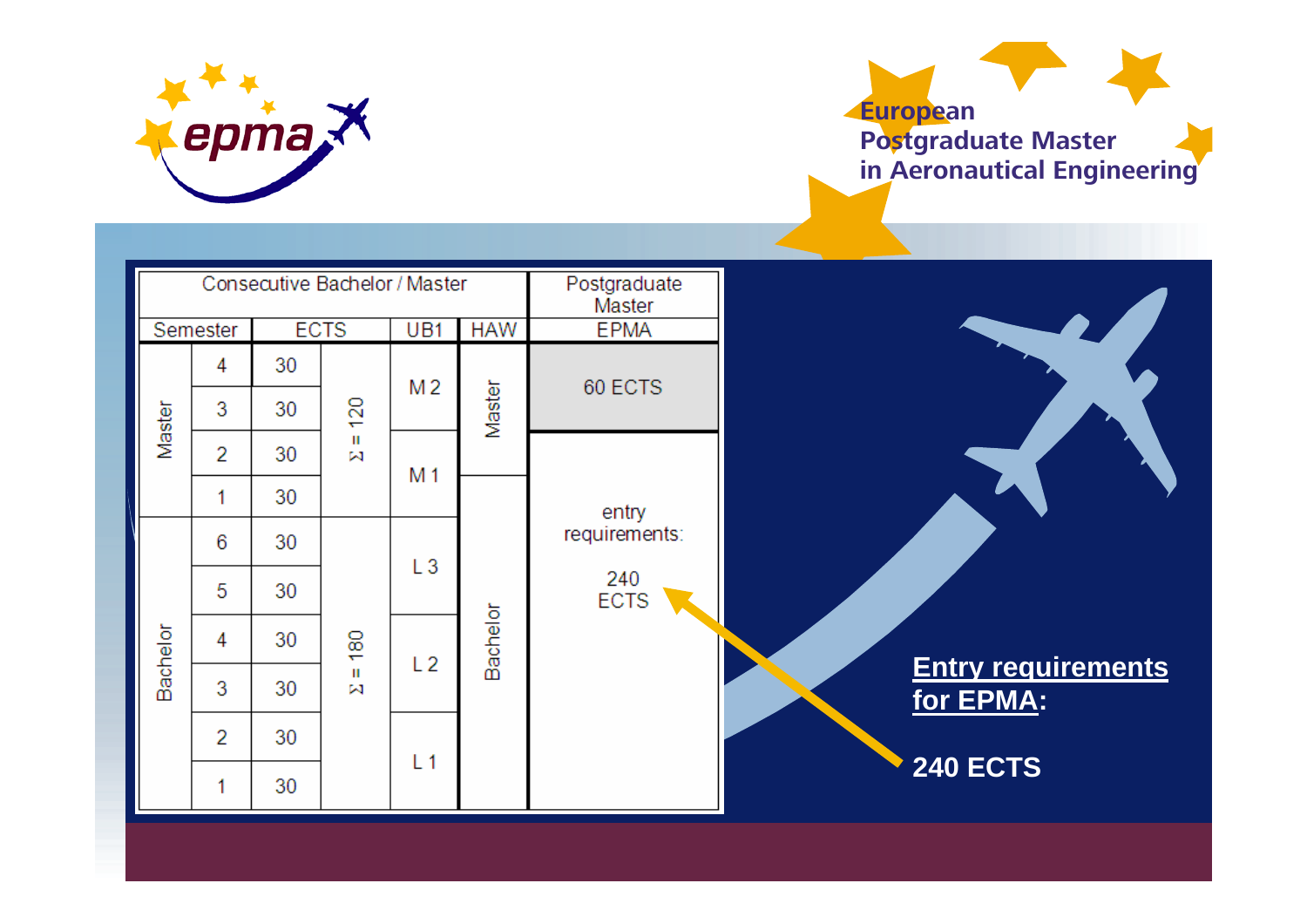# European Postgraduate Master in Aeronautical Engineering

| Consecutive Bachelor / Master | | | | | | Postgraduate Master |
|---|---|---|---|---|---|---|
| Semester | | ECTS | | UB1 | HAW | EPMA |
| Master | 4 | 30 | Σ = 120 | M 2 | Master | 60 ECTS |
| | 3 | 30 | | | | |
| | 2 | 30 | | M 1 | | entry requirements: 240 ECTS |
| | 1 | 30 | | | Bachelor | |
| Bachelor | 6 | 30 | Σ = 180 | L 3 | | |
| | 5 | 30 | | | | |
| | 4 | 30 | | L 2 | | |
| | 3 | 30 | | | | |
| | 2 | 30 | | L 1 | | |
| | 1 | 30 | | | | |

**Entry requirements for EPMA:**

**240 ECTS**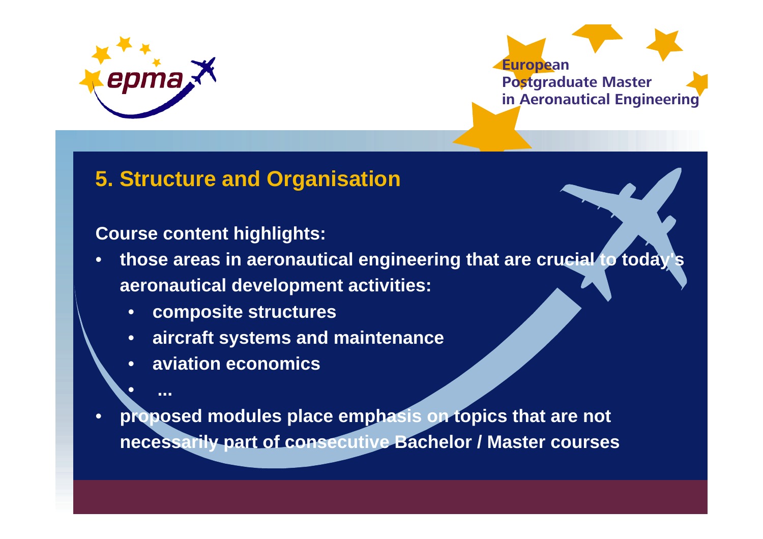## 5. Structure and Organisation

**Course content highlights:**

- **those areas in aeronautical engineering that are crucial to today's aeronautical development activities:**
  - **composite structures**
  - **aircraft systems and maintenance**
  - **aviation economics**
  - **...**
- **proposed modules place emphasis on topics that are not necessarily part of consecutive Bachelor / Master courses**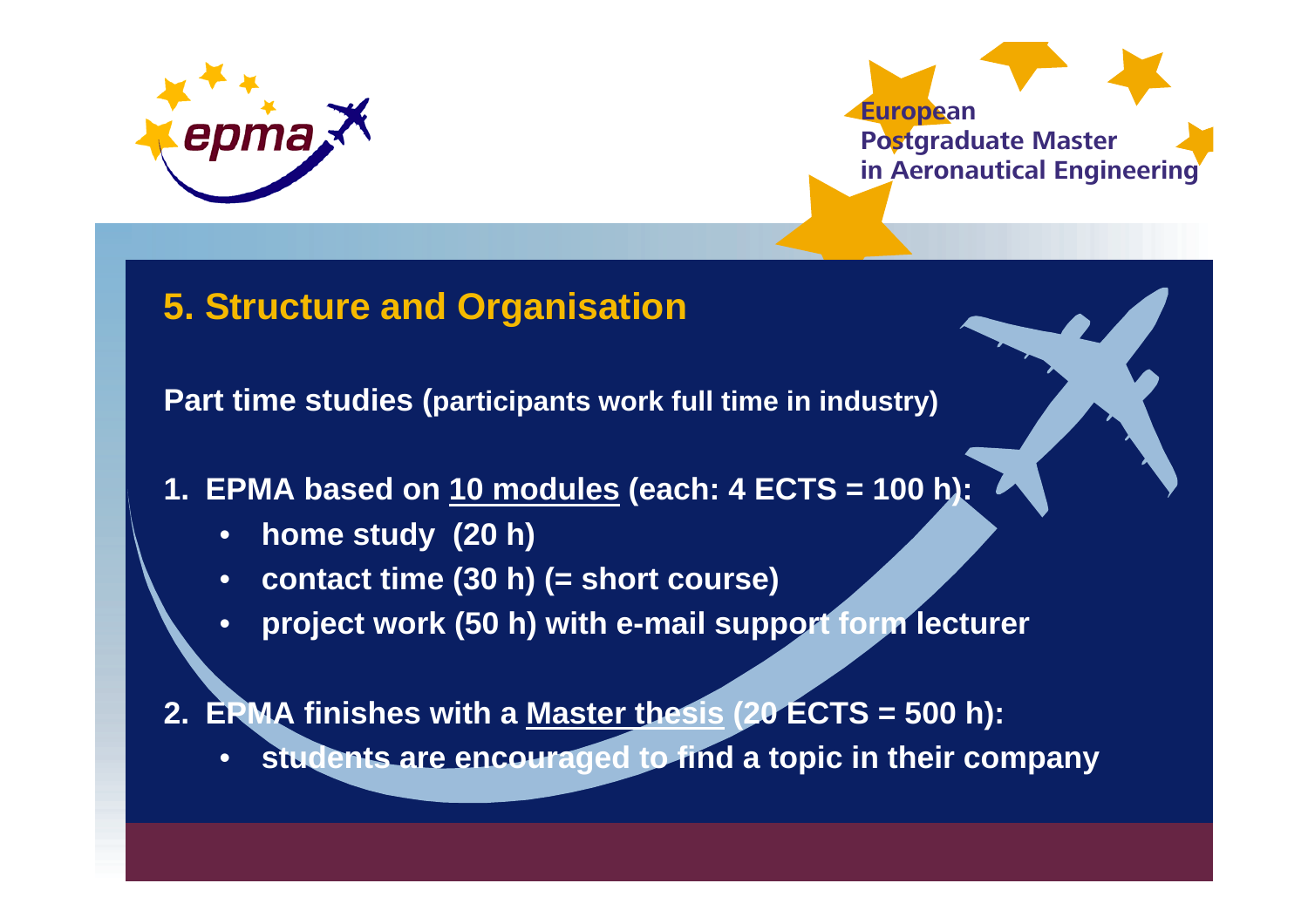## 5. Structure and Organisation

**Part time studies (participants work full time in industry)**

1. **EPMA based on 10 modules (each: 4 ECTS = 100 h):**
   - **home study (20 h)**
   - **contact time (30 h) (= short course)**
   - **project work (50 h) with e-mail support form lecturer**

2. **EPMA finishes with a Master thesis (20 ECTS = 500 h):**
   - **students are encouraged to find a topic in their company**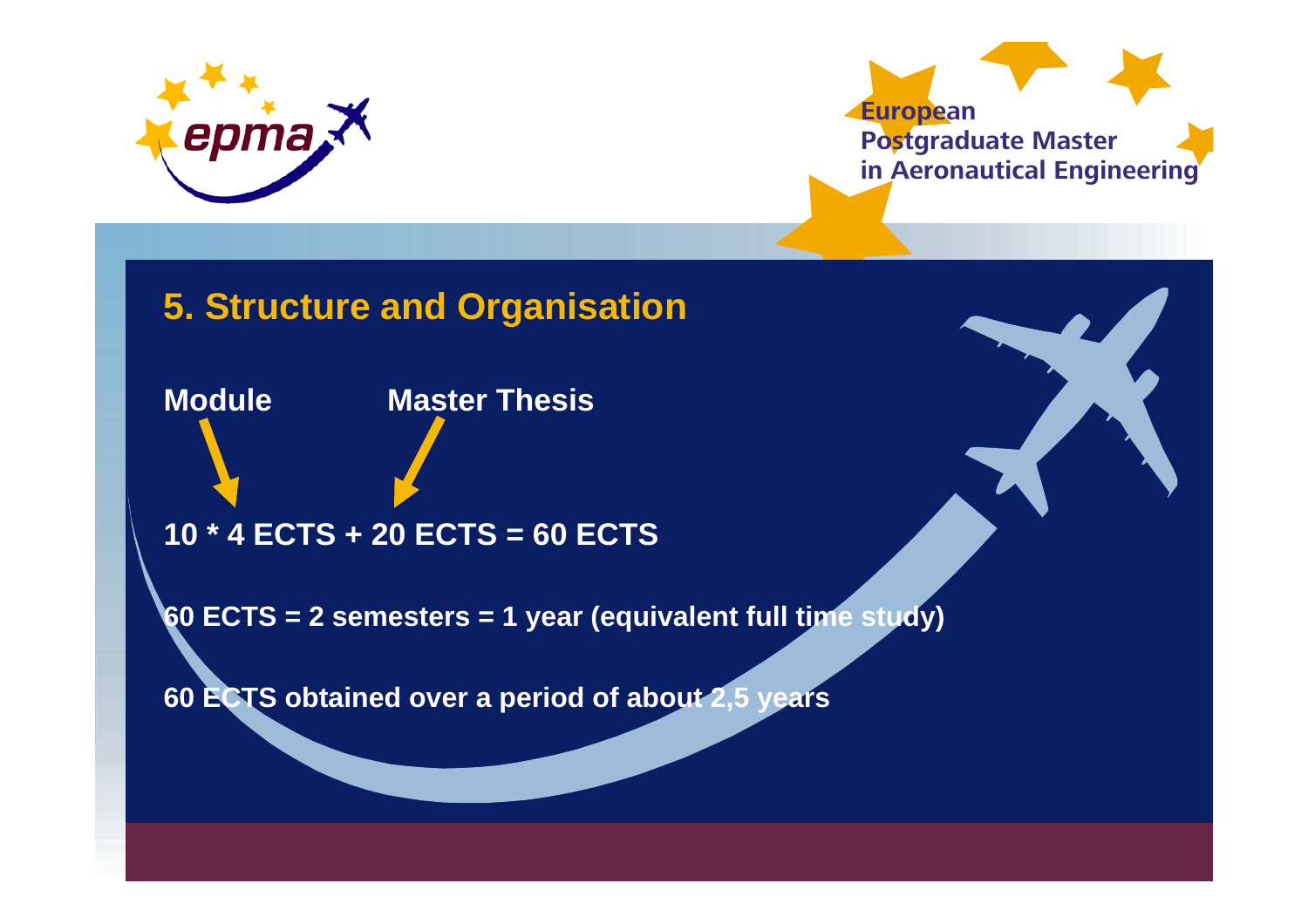## 5. Structure and Organisation

**Module** **Master Thesis**

**10 * 4 ECTS + 20 ECTS = 60 ECTS**

**60 ECTS = 2 semesters = 1 year (equivalent full time study)**

**60 ECTS obtained over a period of about 2,5 years**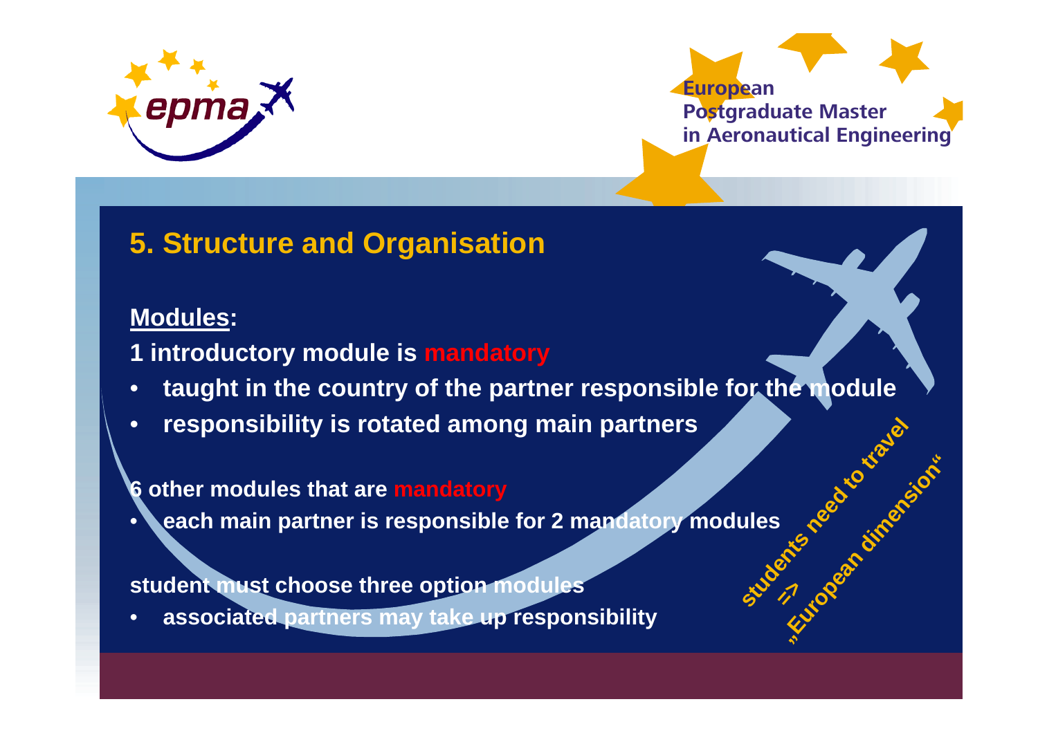## 5. Structure and Organisation

**Modules:**

**1 introductory module is mandatory**

- **taught in the country of the partner responsible for the module**
- **responsibility is rotated among main partners**

**6 other modules that are mandatory**

- **each main partner is responsible for 2 mandatory modules**

**student must choose three option modules**

- **associated partners may take up responsibility**

**students need to travel => „European dimension“**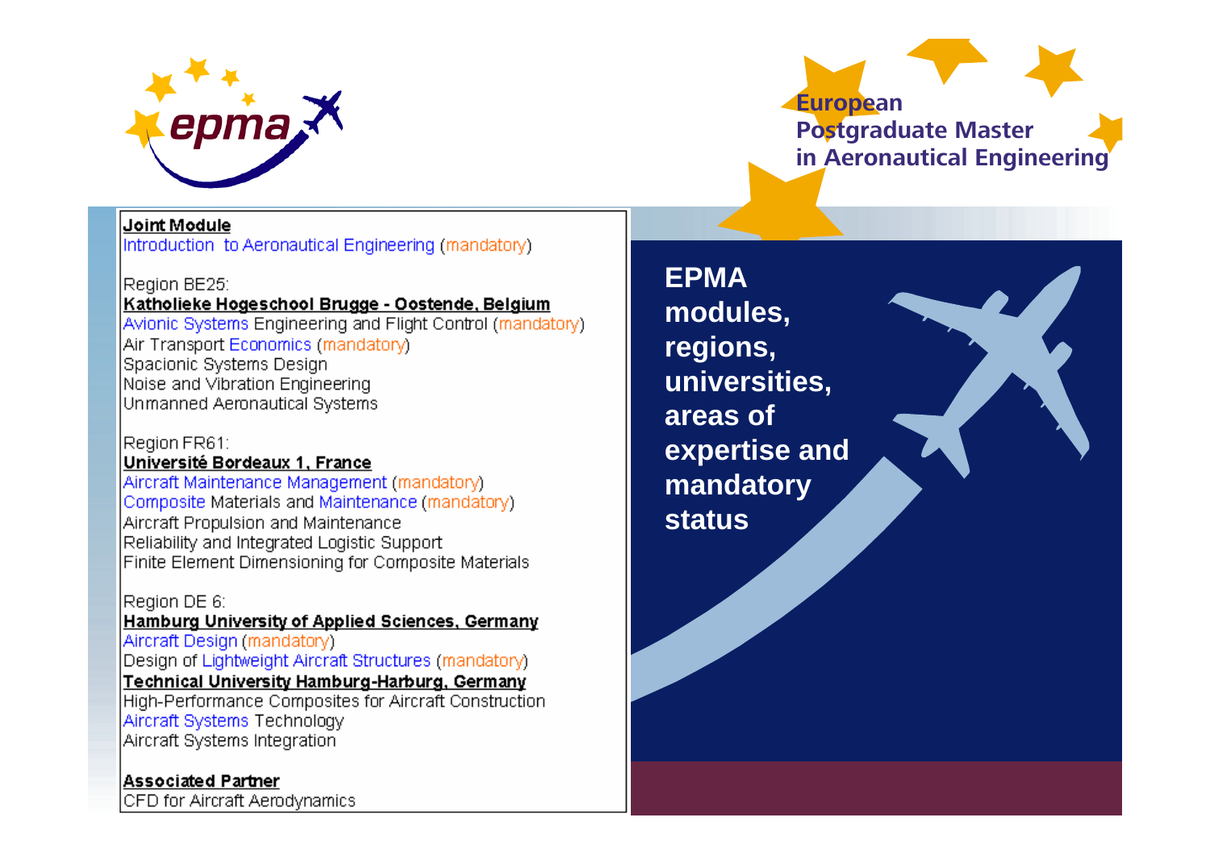**epma**

**European Postgraduate Master in Aeronautical Engineering**

**Joint Module**
Introduction to Aeronautical Engineering (mandatory)

Region BE25:
**Katholieke Hogeschool Brugge - Oostende, Belgium**
Avionic Systems Engineering and Flight Control (mandatory)
Air Transport Economics (mandatory)
Spacionic Systems Design
Noise and Vibration Engineering
Unmanned Aeronautical Systems

Region FR61:
**Université Bordeaux 1, France**
Aircraft Maintenance Management (mandatory)
Composite Materials and Maintenance (mandatory)
Aircraft Propulsion and Maintenance
Reliability and Integrated Logistic Support
Finite Element Dimensioning for Composite Materials

Region DE 6:
**Hamburg University of Applied Sciences, Germany**
Aircraft Design (mandatory)
Design of Lightweight Aircraft Structures (mandatory)
**Technical University Hamburg-Harburg, Germany**
High-Performance Composites for Aircraft Construction
Aircraft Systems Technology
Aircraft Systems Integration

**Associated Partner**
CFD for Aircraft Aerodynamics

# EPMA modules, regions, universities, areas of expertise and mandatory status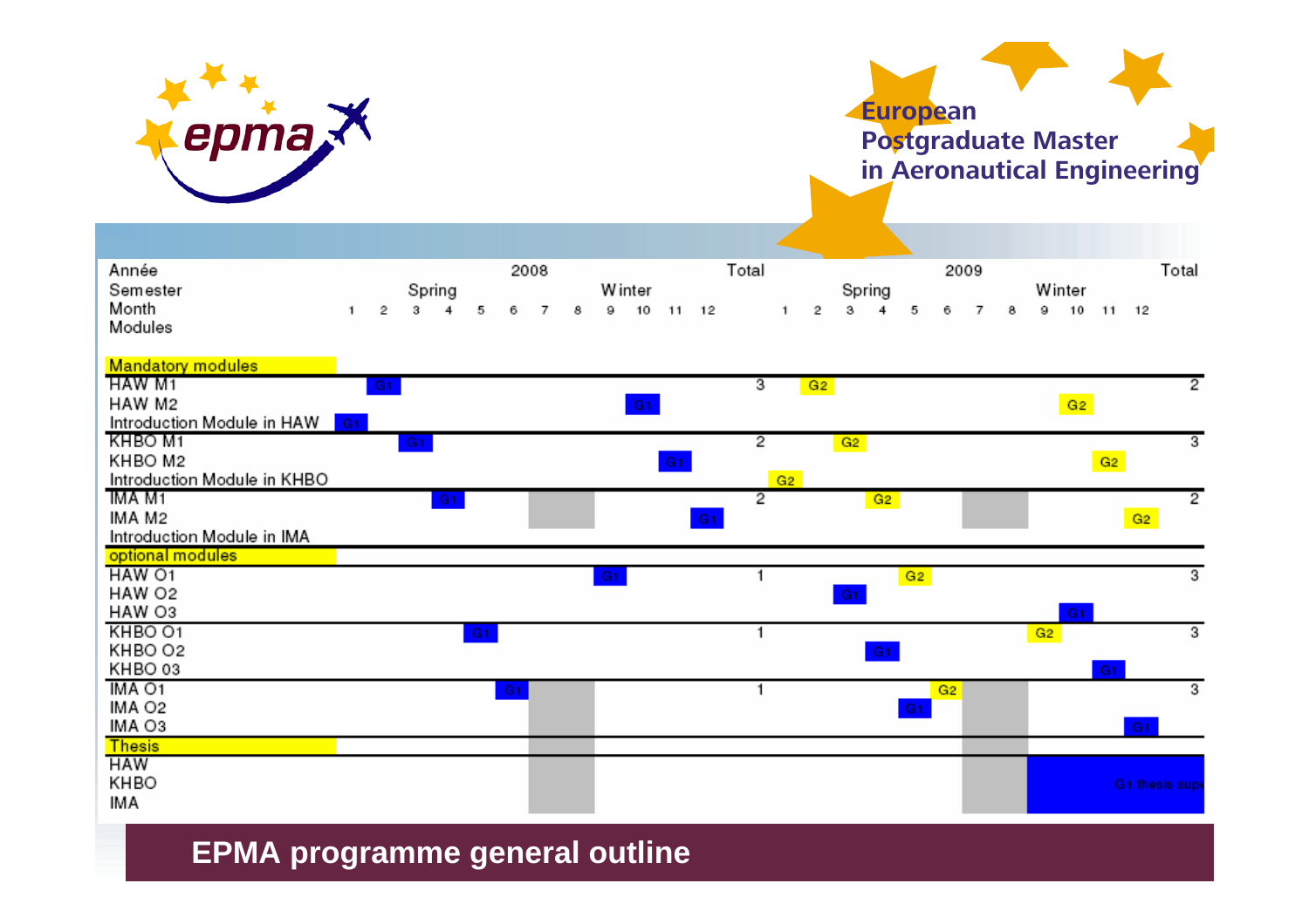epma

**European Postgraduate Master in Aeronautical Engineering**

| Année | | | | | | 2008 | | | | | | | Total | | | | | | 2009 | | | | | | | Total |
|---|---|---|---|---|---|---|---|---|---|---|---|---|---|---|---|---|---|---|---|---|---|---|---|---|---|---|
| Semester | | | Spring | | | | | | Winter | | | | | | | Spring | | | | | | Winter | | | | |
| Month | 1 | 2 | 3 | 4 | 5 | 6 | 7 | 8 | 9 | 10 | 11 | 12 | | 1 | 2 | 3 | 4 | 5 | 6 | 7 | 8 | 9 | 10 | 11 | 12 | |
| Modules | | | | | | | | | | | | | | | | | | | | | | | | | | |
| Mandatory modules | | | | | | | | | | | | | | | | | | | | | | | | | | |
| HAW M1 | | G1 | | | | | | | | | | | 3 | | G2 | | | | | | | | | | | 2 |
| HAW M2 | | | | | | | | | | G1 | | | | | | | | | | | | | G2 | | | |
| Introduction Module in HAW | G1 | | | | | | | | | | | | | | | | | | | | | | | | | |
| KHBO M1 | | | G1 | | | | | | | | | | 2 | | | G2 | | | | | | | | | | 3 |
| KHBO M2 | | | | | | | | | | | G1 | | | | | | | | | | | | | G2 | | |
| Introduction Module in KHBO | | | | | | | | | | | | | | G2 | | | | | | | | | | | | |
| IMA M1 | | | | G1 | | | | | | | | | 2 | | | | G2 | | | | | | | | | 2 |
| IMA M2 | | | | | | | | | | | | G1 | | | | | | | | | | | | | G2 | |
| Introduction Module in IMA | | | | | | | | | | | | | | | | | | | | | | | | | | |
| optional modules | | | | | | | | | | | | | | | | | | | | | | | | | | |
| HAW O1 | | | | | | | | | G1 | | | | 1 | | | | | G2 | | | | | | | | 3 |
| HAW O2 | | | | | | | | | | | | | | | | G1 | | | | | | | | | | |
| HAW O3 | | | | | | | | | | | | | | | | | | | | | | | G1 | | | |
| KHBO O1 | | | | | G1 | | | | | | | | 1 | | | | | | | | | G2 | | | | 3 |
| KHBO O2 | | | | | | | | | | | | | | | | | G1 | | | | | | | | | |
| KHBO 03 | | | | | | | | | | | | | | | | | | | | | | | | G1 | | |
| IMA O1 | | | | | | G1 | | | | | | | 1 | | | | | | G2 | | | | | | | 3 |
| IMA O2 | | | | | | | | | | | | | | | | | | G1 | | | | | | | | |
| IMA O3 | | | | | | | | | | | | | | | | | | | | | | | | | G1 | |
| Thesis | | | | | | | | | | | | | | | | | | | | | | | | | | |
| HAW | | | | | | | | | | | | | | | | | | | | | | | | | | |
| KHBO | | | | | | | | | | | | | | | | | | | | | | | | G1 thesis sup | | |
| IMA | | | | | | | | | | | | | | | | | | | | | | | | | | |

## EPMA programme general outline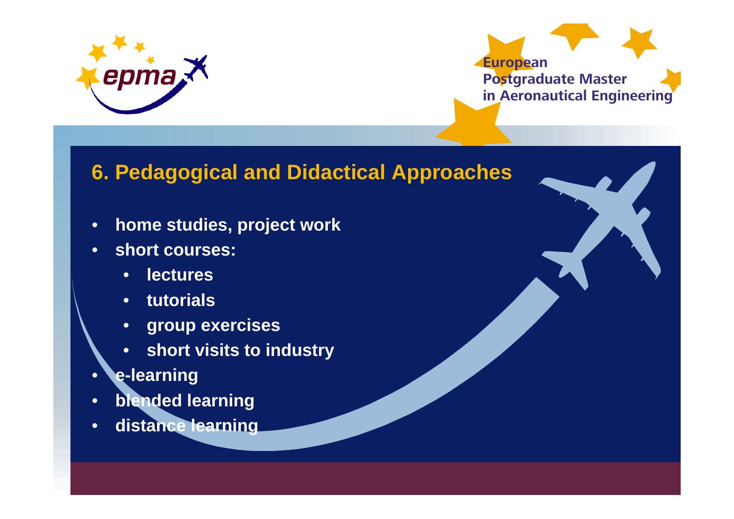## 6. Pedagogical and Didactical Approaches

- home studies, project work
- short courses:
  - lectures
  - tutorials
  - group exercises
  - short visits to industry
- e-learning
- blended learning
- distance learning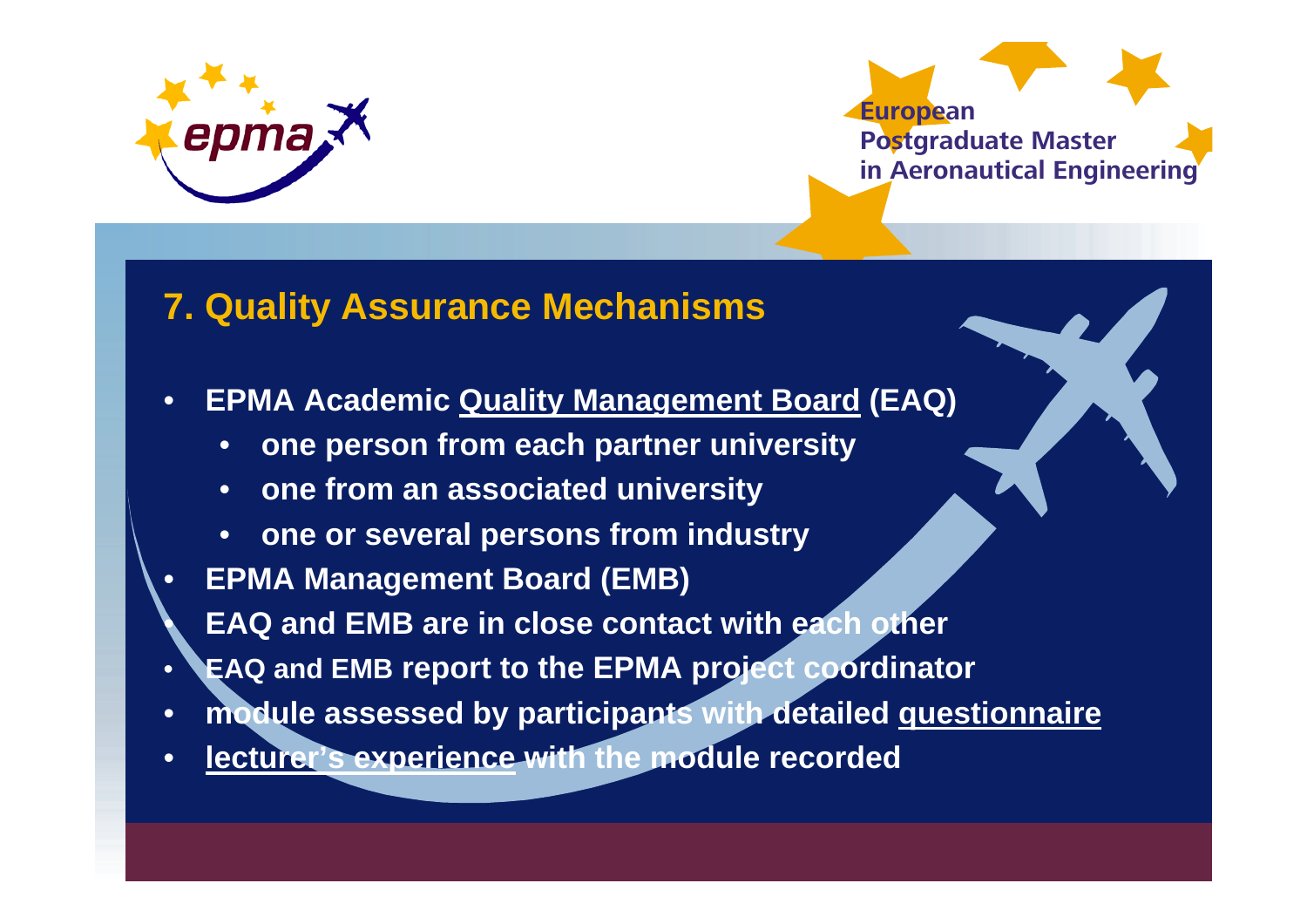## 7. Quality Assurance Mechanisms

- EPMA Academic Quality Management Board (EAQ)
  - one person from each partner university
  - one from an associated university
  - one or several persons from industry
- EPMA Management Board (EMB)
- EAQ and EMB are in close contact with each other
- EAQ and EMB report to the EPMA project coordinator
- module assessed by participants with detailed questionnaire
- lecturer's experience with the module recorded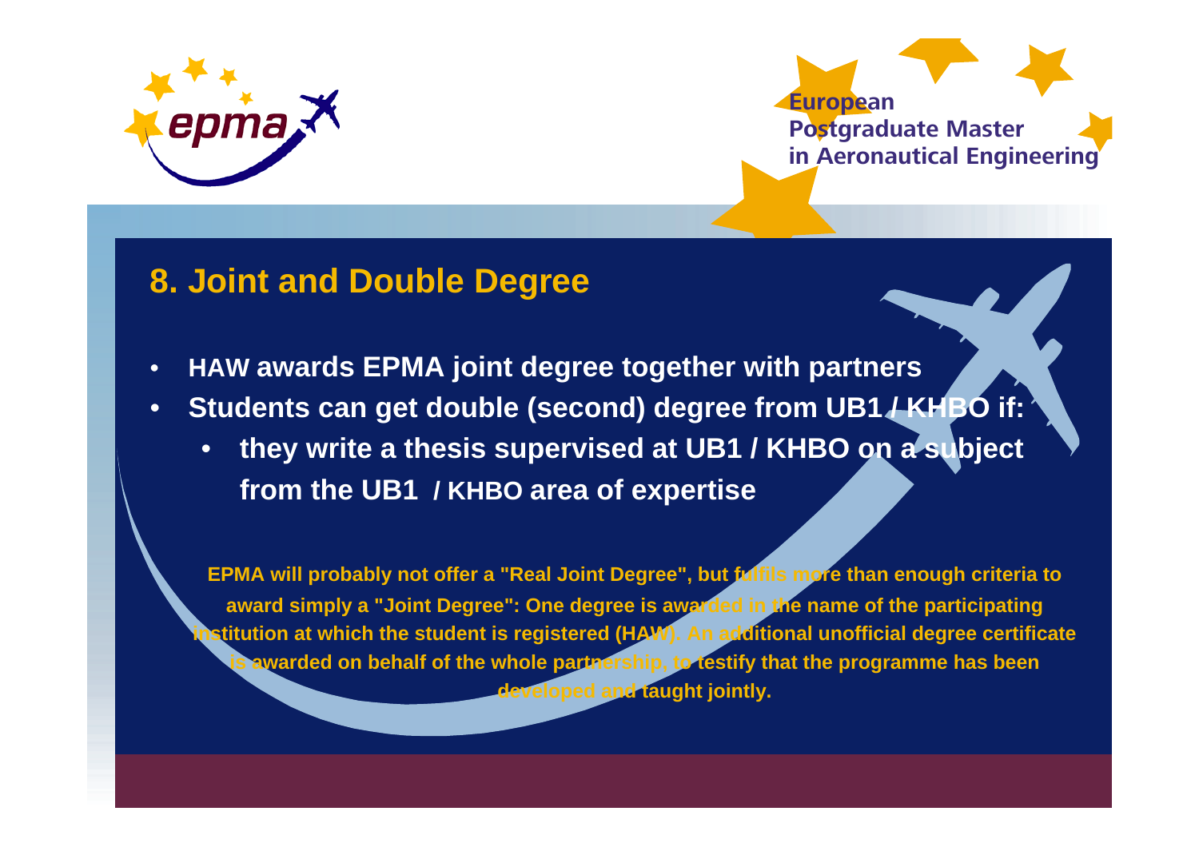## 8. Joint and Double Degree

- **HAW awards EPMA joint degree together with partners**
- **Students can get double (second) degree from UB1 / KHBO if:**
  - **they write a thesis supervised at UB1 / KHBO on a subject from the UB1 / KHBO area of expertise**

**EPMA will probably not offer a "Real Joint Degree", but fulfils more than enough criteria to award simply a "Joint Degree": One degree is awarded in the name of the participating institution at which the student is registered (HAW). An additional unofficial degree certificate is awarded on behalf of the whole partnership, to testify that the programme has been developed and taught jointly.**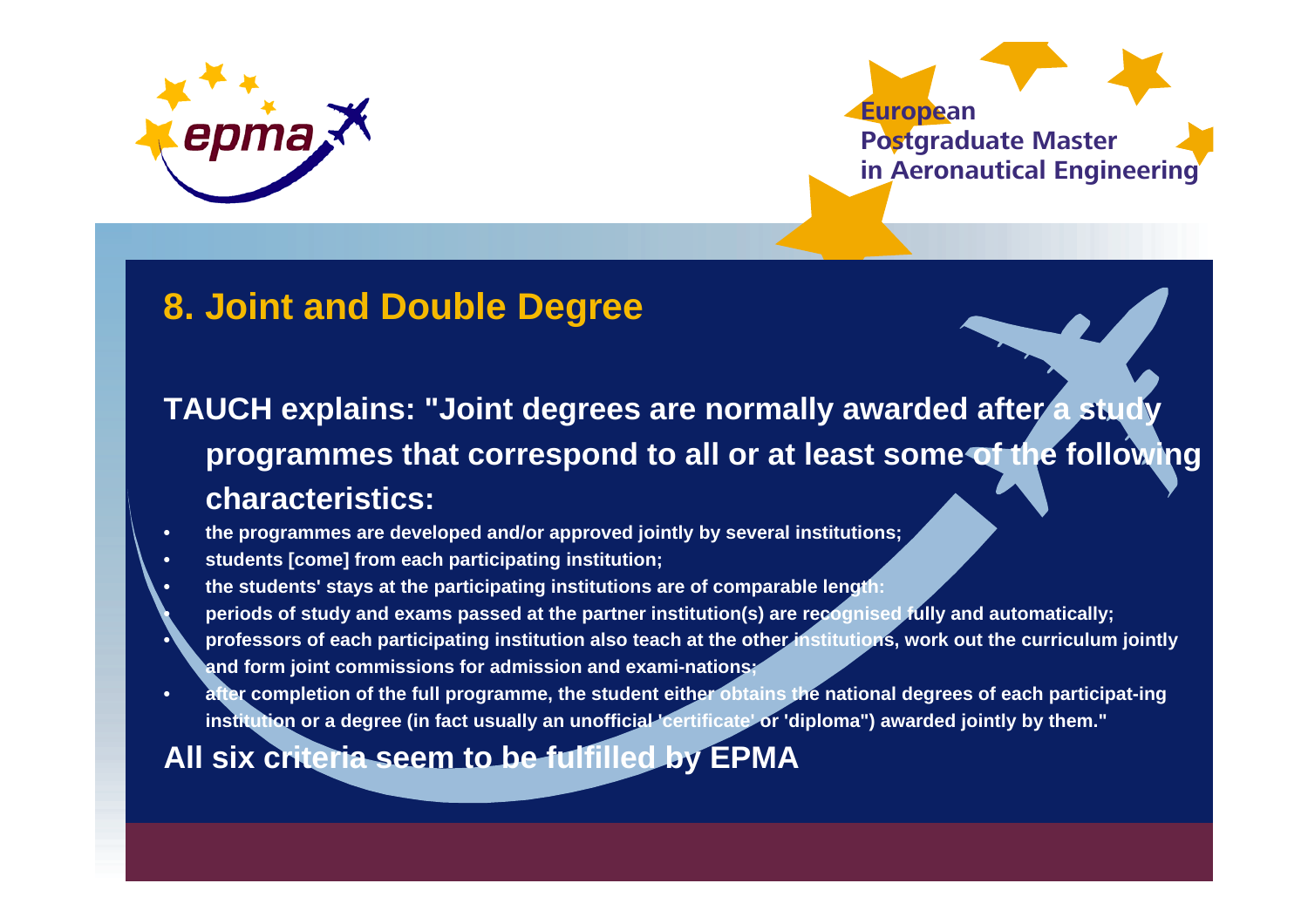## 8. Joint and Double Degree

**TAUCH explains: "Joint degrees are normally awarded after a study programmes that correspond to all or at least some of the following characteristics:**

- **the programmes are developed and/or approved jointly by several institutions;**
- **students [come] from each participating institution;**
- **the students' stays at the participating institutions are of comparable length:**
- **periods of study and exams passed at the partner institution(s) are recognised fully and automatically;**
- **professors of each participating institution also teach at the other institutions, work out the curriculum jointly and form joint commissions for admission and exami-nations;**
- **after completion of the full programme, the student either obtains the national degrees of each participat-ing institution or a degree (in fact usually an unofficial 'certificate' or 'diploma") awarded jointly by them."**

**All six criteria seem to be fulfilled by EPMA**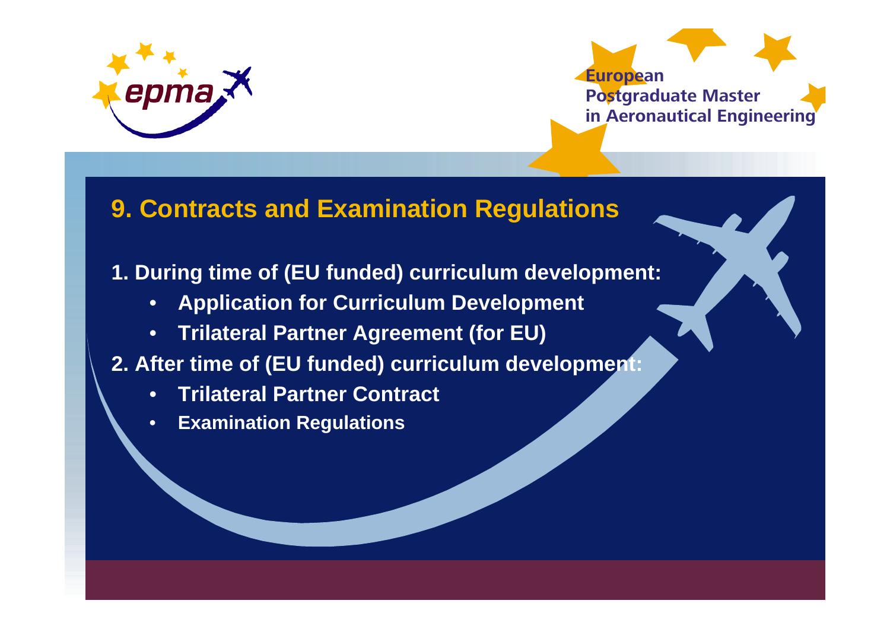## 9. Contracts and Examination Regulations

**1. During time of (EU funded) curriculum development:**

- **Application for Curriculum Development**
- **Trilateral Partner Agreement (for EU)**

**2. After time of (EU funded) curriculum development:**

- **Trilateral Partner Contract**
- **Examination Regulations**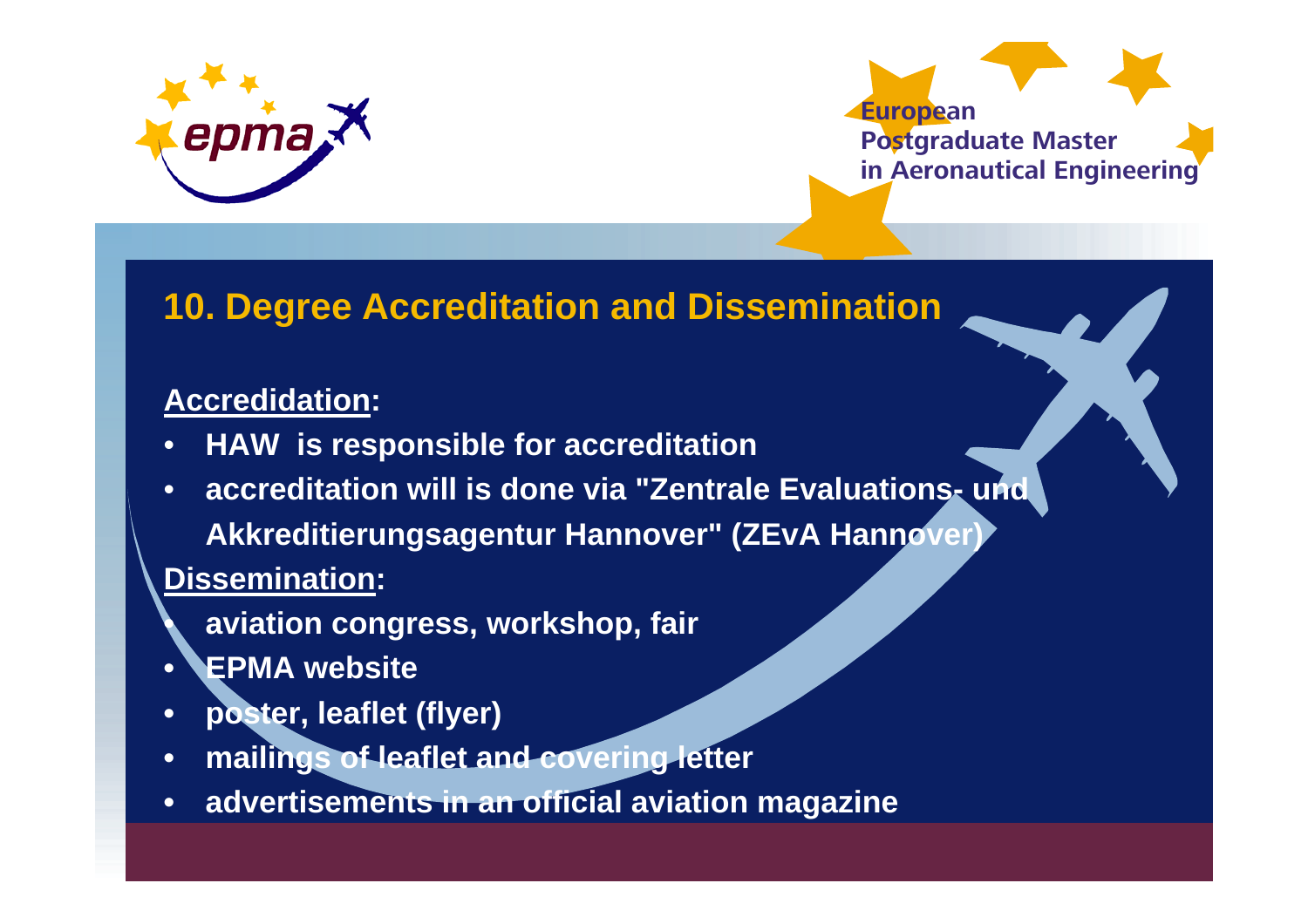## 10. Degree Accreditation and Dissemination

**Accredidation:**

- **HAW is responsible for accreditation**
- **accreditation will is done via "Zentrale Evaluations- und Akkreditierungsagentur Hannover" (ZEvA Hannover)**

**Dissemination:**

- **aviation congress, workshop, fair**
- **EPMA website**
- **poster, leaflet (flyer)**
- **mailings of leaflet and covering letter**
- **advertisements in an official aviation magazine**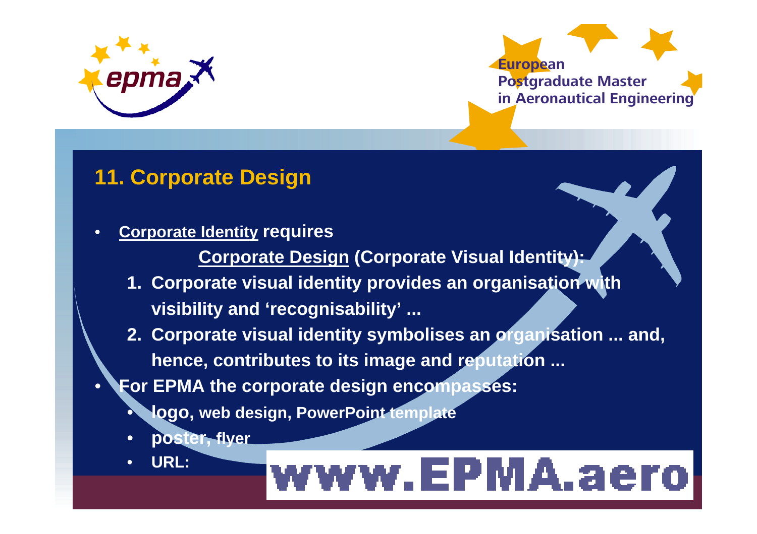## 11. Corporate Design

- <u>Corporate Identity</u> **requires**

  **<u>Corporate Design</u> (Corporate Visual Identity):**

  1. **Corporate visual identity provides an organisation with visibility and 'recognisability' ...**
  2. **Corporate visual identity symbolises an organisation ... and, hence, contributes to its image and reputation ...**

- **For EPMA the corporate design encompasses:**
  - **logo, web design, PowerPoint template**
  - **poster, flyer**
  - **URL:** www.EPMA.aero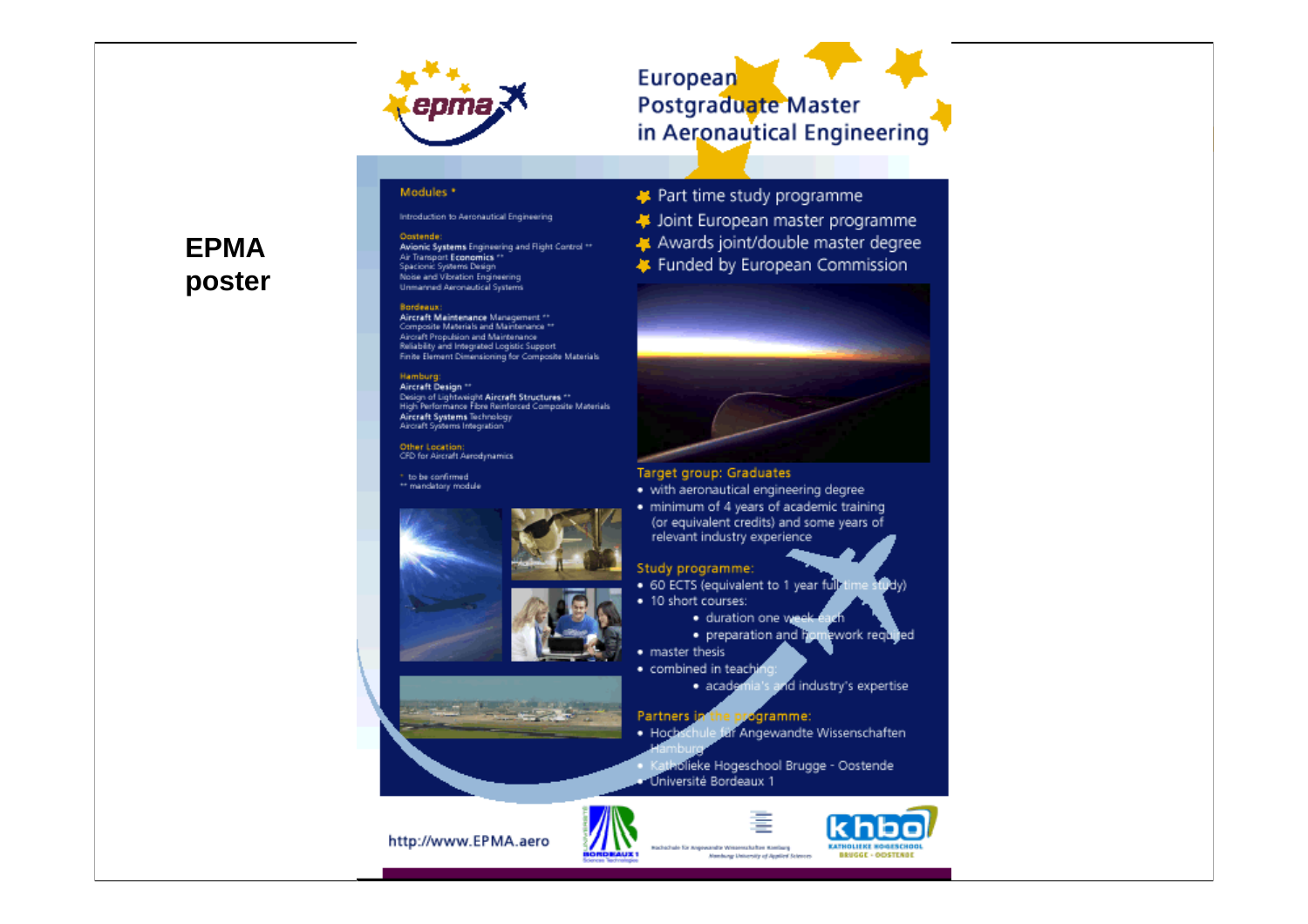# EPMA poster

European Postgraduate Master in Aeronautical Engineering

**Modules ***

Introduction to Aeronautical Engineering

**Oostende:**
- **Avionic Systems** Engineering and Flight Control **
- Air Transport **Economics** **
- Spacionic Systems Design
- Noise and Vibration Engineering
- Unmanned Aeronautical Systems

**Bordeaux:**
- **Aircraft Maintenance** Management **
- Composite Materials and Maintenance **
- Aircraft Propulsion and Maintenance
- Reliability and Integrated Logistic Support
- Finite Element Dimensioning for Composite Materials

**Hamburg:**
- **Aircraft Design** **
- Design of Lightweight **Aircraft Structures** **
- High Performance Fibre Reinforced Composite Materials
- **Aircraft Systems** Technology
- Aircraft Systems Integration

**Other Location:**
- CFD for Aircraft Aerodynamics

\* to be confirmed
** mandatory module

- Part time study programme
- Joint European master programme
- Awards joint/double master degree
- Funded by European Commission

**Target group: Graduates**
- with aeronautical engineering degree
- minimum of 4 years of academic training (or equivalent credits) and some years of relevant industry experience

**Study programme:**
- 60 ECTS (equivalent to 1 year full-time study)
- 10 short courses:
  - duration one week each
  - preparation and homework required
- master thesis
- combined in teaching:
  - academia's and industry's expertise

**Partners in the programme:**
- Hochschule für Angewandte Wissenschaften Hamburg
- Katholieke Hogeschool Brugge - Oostende
- Université Bordeaux 1

http://www.EPMA.aero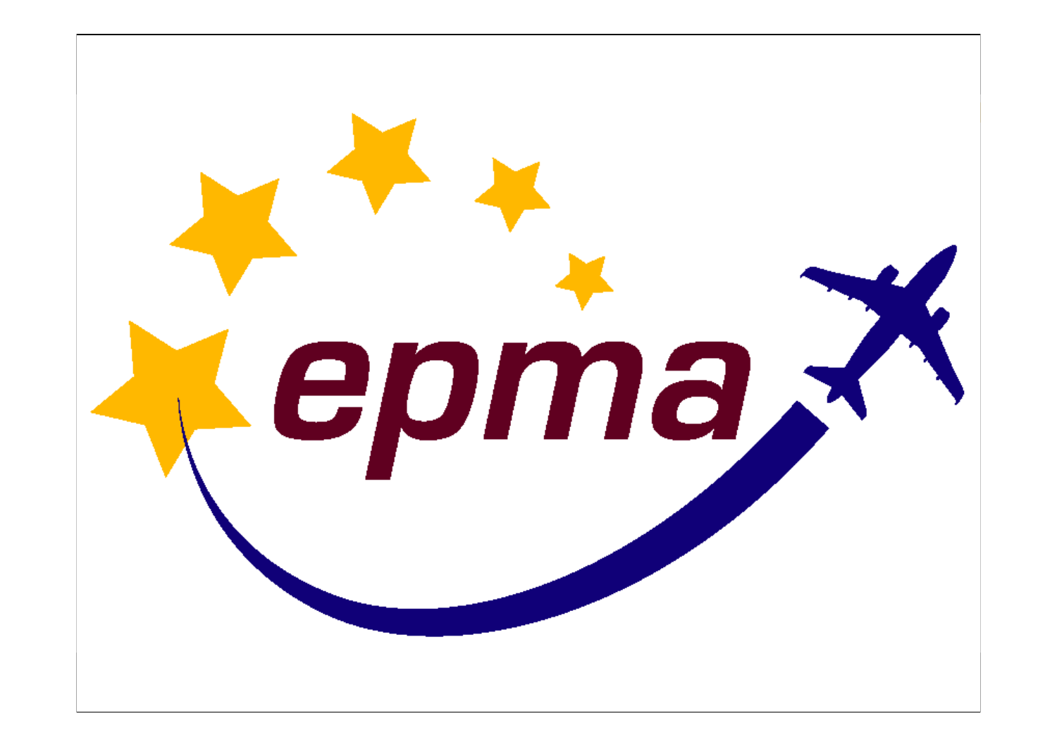epma